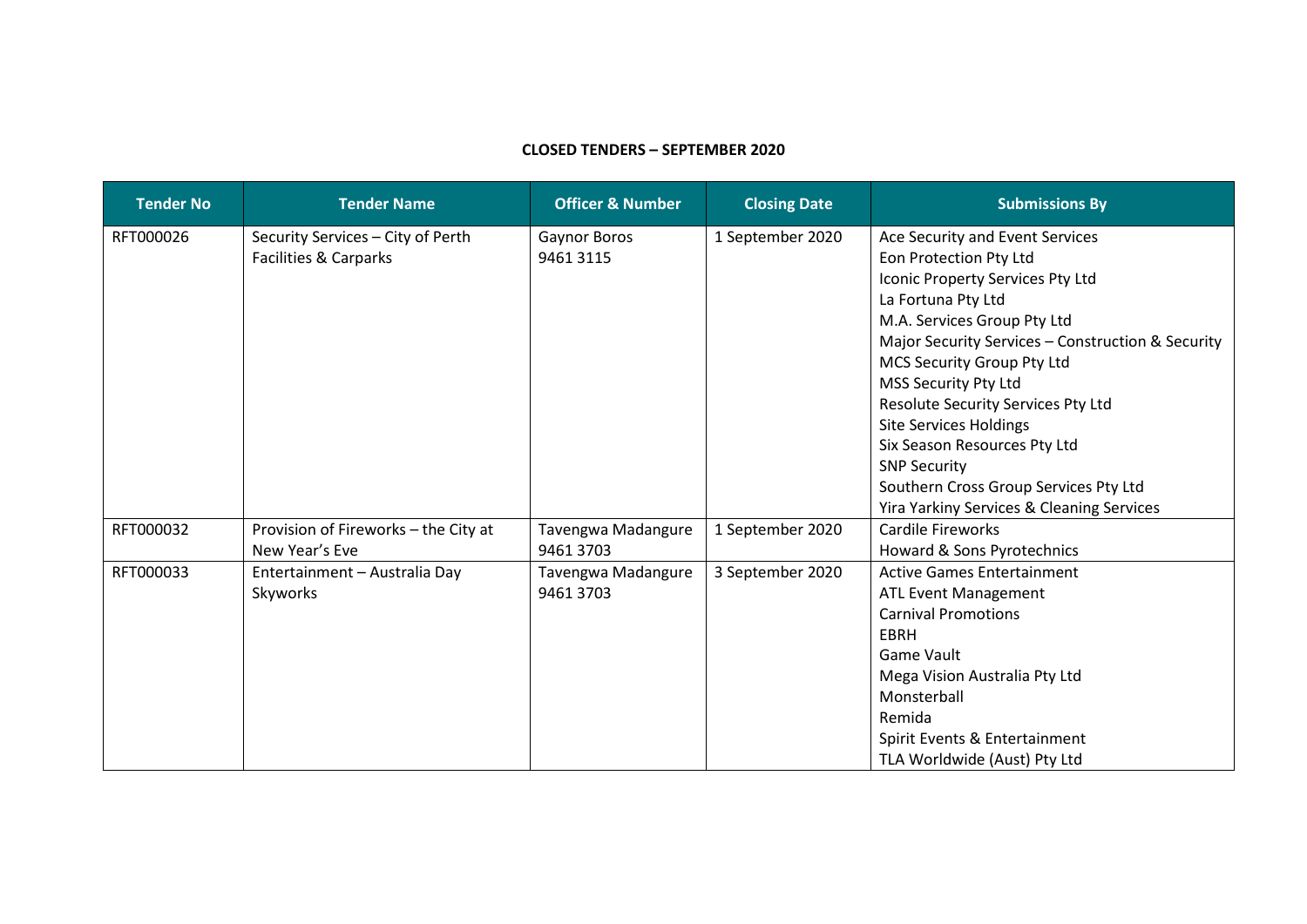**CLOSED TENDERS – SEPTEMBER 2020**

| Tender No | Tender Name | Officer & Number | Closing Date | Submissions By |
|---|---|---|---|---|
| RFT000026 | Security Services – City of Perth Facilities & Carparks | Gaynor Boros 9461 3115 | 1 September 2020 | Ace Security and Event Services<br>Eon Protection Pty Ltd<br>Iconic Property Services Pty Ltd<br>La Fortuna Pty Ltd<br>M.A. Services Group Pty Ltd<br>Major Security Services – Construction & Security<br>MCS Security Group Pty Ltd<br>MSS Security Pty Ltd<br>Resolute Security Services Pty Ltd<br>Site Services Holdings<br>Six Season Resources Pty Ltd<br>SNP Security<br>Southern Cross Group Services Pty Ltd<br>Yira Yarkiny Services & Cleaning Services |
| RFT000032 | Provision of Fireworks – the City at New Year's Eve | Tavengwa Madangure 9461 3703 | 1 September 2020 | Cardile Fireworks<br>Howard & Sons Pyrotechnics |
| RFT000033 | Entertainment – Australia Day Skyworks | Tavengwa Madangure 9461 3703 | 3 September 2020 | Active Games Entertainment<br>ATL Event Management<br>Carnival Promotions<br>EBRH<br>Game Vault<br>Mega Vision Australia Pty Ltd<br>Monsterball<br>Remida<br>Spirit Events & Entertainment<br>TLA Worldwide (Aust) Pty Ltd |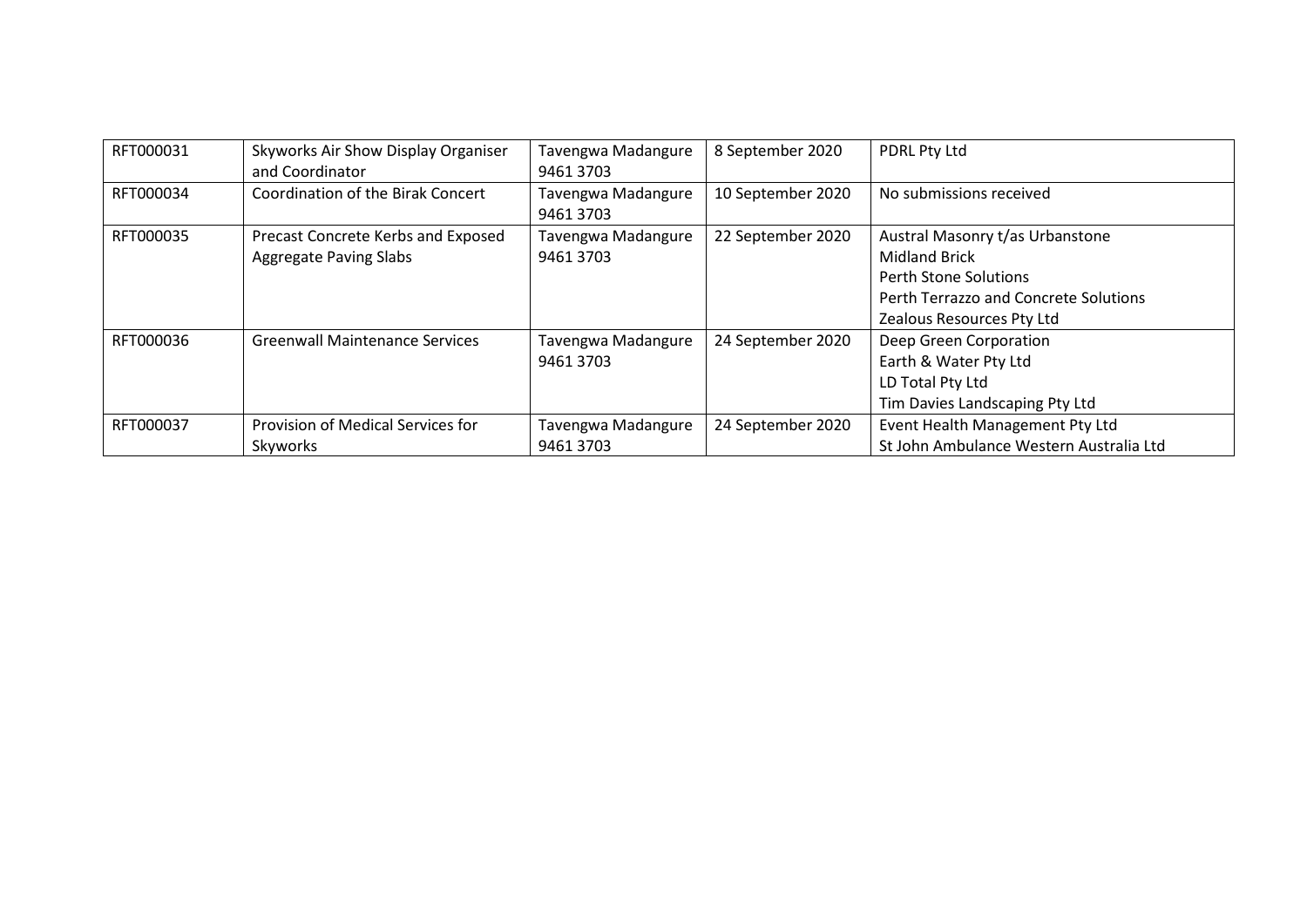| | | | | |
|---|---|---|---|---|
| RFT000031 | Skyworks Air Show Display Organiser and Coordinator | Tavengwa Madangure 9461 3703 | 8 September 2020 | PDRL Pty Ltd |
| RFT000034 | Coordination of the Birak Concert | Tavengwa Madangure 9461 3703 | 10 September 2020 | No submissions received |
| RFT000035 | Precast Concrete Kerbs and Exposed Aggregate Paving Slabs | Tavengwa Madangure 9461 3703 | 22 September 2020 | Austral Masonry t/as Urbanstone<br>Midland Brick<br>Perth Stone Solutions<br>Perth Terrazzo and Concrete Solutions<br>Zealous Resources Pty Ltd |
| RFT000036 | Greenwall Maintenance Services | Tavengwa Madangure 9461 3703 | 24 September 2020 | Deep Green Corporation<br>Earth & Water Pty Ltd<br>LD Total Pty Ltd<br>Tim Davies Landscaping Pty Ltd |
| RFT000037 | Provision of Medical Services for Skyworks | Tavengwa Madangure 9461 3703 | 24 September 2020 | Event Health Management Pty Ltd<br>St John Ambulance Western Australia Ltd |